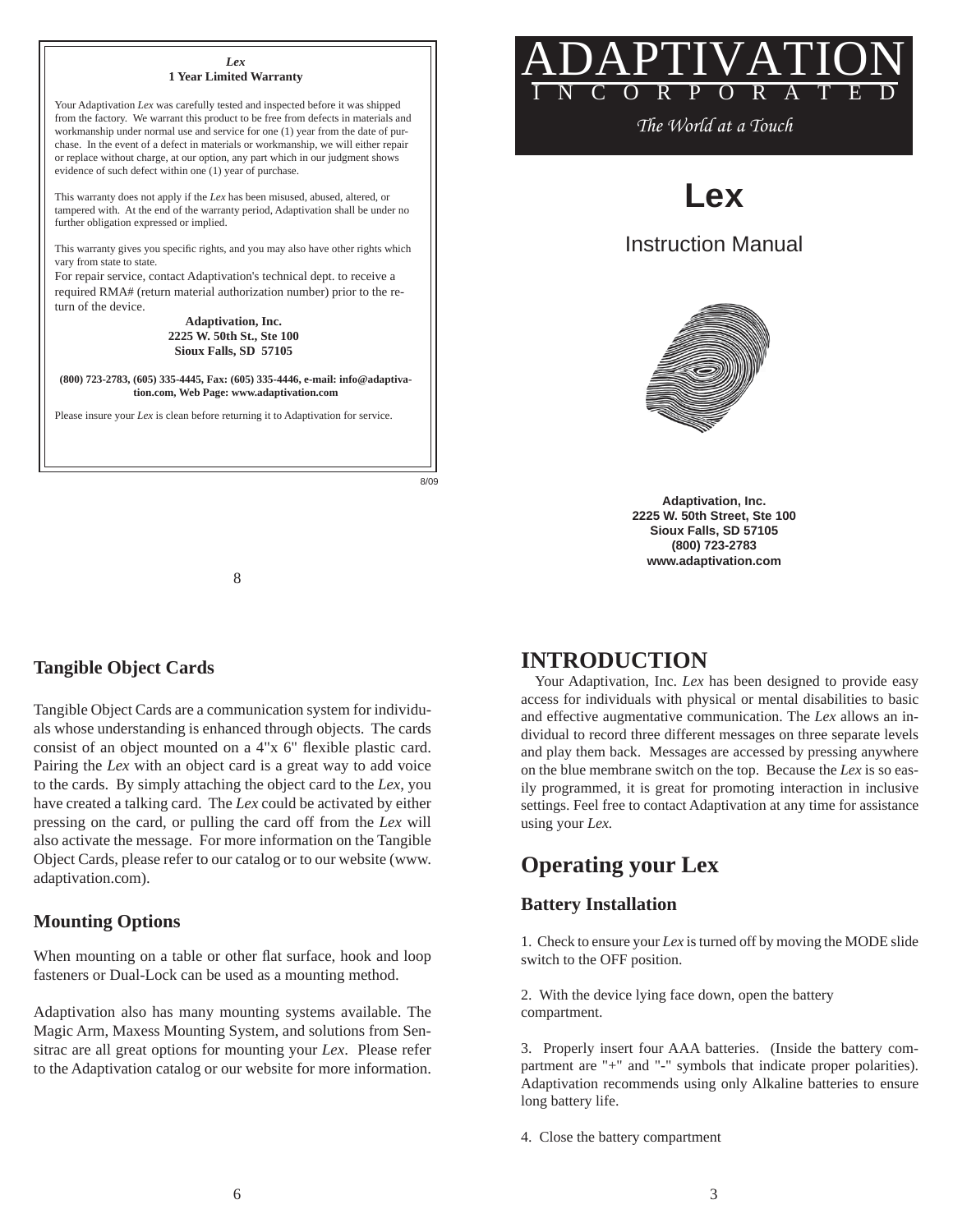# ADAPTIVATION
INCORPORATED

*The World at a Touch*

# Lex

## Instruction Manual

**Adaptivation, Inc.**
**2225 W. 50th Street, Ste 100**
**Sioux Falls, SD 57105**
**(800) 723-2783**
**www.adaptivation.com**

## INTRODUCTION

Your Adaptivation, Inc. *Lex* has been designed to provide easy access for individuals with physical or mental disabilities to basic and effective augmentative communication. The *Lex* allows an individual to record three different messages on three separate levels and play them back. Messages are accessed by pressing anywhere on the blue membrane switch on the top. Because the *Lex* is so easily programmed, it is great for promoting interaction in inclusive settings. Feel free to contact Adaptivation at any time for assistance using your *Lex.*

## Operating your Lex

### Battery Installation

1. Check to ensure your *Lex* is turned off by moving the MODE slide switch to the OFF position.

2. With the device lying face down, open the battery compartment.

3. Properly insert four AAA batteries. (Inside the battery compartment are "+" and "-" symbols that indicate proper polarities). Adaptivation recommends using only Alkaline batteries to ensure long battery life.

4. Close the battery compartment

### Tangible Object Cards

Tangible Object Cards are a communication system for individuals whose understanding is enhanced through objects. The cards consist of an object mounted on a 4"x 6" flexible plastic card. Pairing the *Lex* with an object card is a great way to add voice to the cards. By simply attaching the object card to the *Lex*, you have created a talking card. The *Lex* could be activated by either pressing on the card, or pulling the card off from the *Lex* will also activate the message. For more information on the Tangible Object Cards, please refer to our catalog or to our website (www.adaptivation.com).

### Mounting Options

When mounting on a table or other flat surface, hook and loop fasteners or Dual-Lock can be used as a mounting method.

Adaptivation also has many mounting systems available. The Magic Arm, Maxess Mounting System, and solutions from Sensitrac are all great options for mounting your *Lex*. Please refer to the Adaptivation catalog or our website for more information.

***Lex***
**1 Year Limited Warranty**

Your Adaptivation *Lex* was carefully tested and inspected before it was shipped from the factory. We warrant this product to be free from defects in materials and workmanship under normal use and service for one (1) year from the date of purchase. In the event of a defect in materials or workmanship, we will either repair or replace without charge, at our option, any part which in our judgment shows evidence of such defect within one (1) year of purchase.

This warranty does not apply if the *Lex* has been misused, abused, altered, or tampered with. At the end of the warranty period, Adaptivation shall be under no further obligation expressed or implied.

This warranty gives you specific rights, and you may also have other rights which vary from state to state.

For repair service, contact Adaptivation's technical dept. to receive a required RMA# (return material authorization number) prior to the return of the device.

**Adaptivation, Inc.**
**2225 W. 50th St., Ste 100**
**Sioux Falls, SD 57105**

**(800) 723-2783, (605) 335-4445, Fax: (605) 335-4446, e-mail: info@adaptivation.com, Web Page: www.adaptivation.com**

Please insure your *Lex* is clean before returning it to Adaptivation for service.

8/09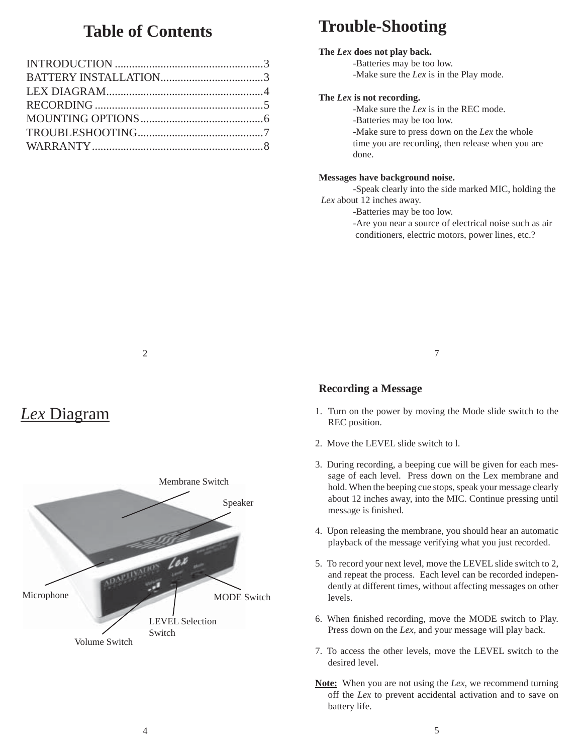# Table of Contents

INTRODUCTION ....................................................3
BATTERY INSTALLATION....................................3
LEX DIAGRAM.......................................................4
RECORDING ...........................................................5
MOUNTING OPTIONS...........................................6
TROUBLESHOOTING............................................7
WARRANTY............................................................8

# Trouble-Shooting

**The *Lex* does not play back.**

-Batteries may be too low.
-Make sure the *Lex* is in the Play mode.

**The *Lex* is not recording.**

-Make sure the *Lex* is in the REC mode.
-Batteries may be too low.
-Make sure to press down on the *Lex* the whole time you are recording, then release when you are done.

**Messages have background noise.**

-Speak clearly into the side marked MIC, holding the *Lex* about 12 inches away.
-Batteries may be too low.
-Are you near a source of electrical noise such as air conditioners, electric motors, power lines, etc.?

# *Lex* Diagram

Membrane Switch
Speaker
Microphone
MODE Switch
LEVEL Selection Switch
Volume Switch

## Recording a Message

1. Turn on the power by moving the Mode slide switch to the REC position.

2. Move the LEVEL slide switch to l.

3. During recording, a beeping cue will be given for each message of each level. Press down on the Lex membrane and hold. When the beeping cue stops, speak your message clearly about 12 inches away, into the MIC. Continue pressing until message is finished.

4. Upon releasing the membrane, you should hear an automatic playback of the message verifying what you just recorded.

5. To record your next level, move the LEVEL slide switch to 2, and repeat the process. Each level can be recorded independently at different times, without affecting messages on other levels.

6. When finished recording, move the MODE switch to Play. Press down on the *Lex*, and your message will play back.

7. To access the other levels, move the LEVEL switch to the desired level.

<u>**Note:**</u> When you are not using the *Lex*, we recommend turning off the *Lex* to prevent accidental activation and to save on battery life.